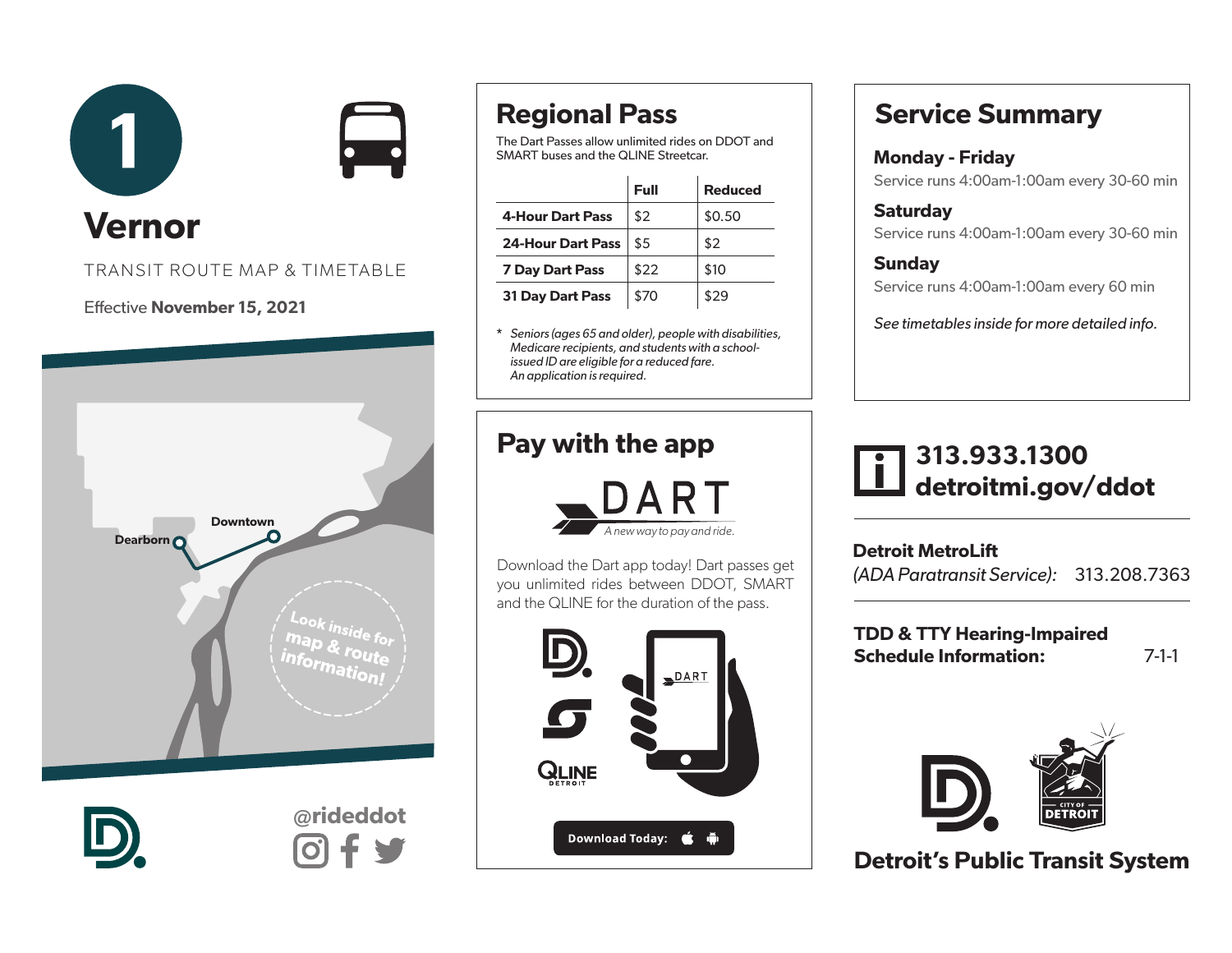# 1 Vernor

TRANSIT ROUTE MAP & TIMETABLE

Effective **November 15, 2021**

Dearborn

Downtown

Look inside for map & route information!

@rideddot

## Regional Pass

The Dart Passes allow unlimited rides on DDOT and SMART buses and the QLINE Streetcar.

| | Full | Reduced |
|---|---|---|
| **4-Hour Dart Pass** | $2 | $0.50 |
| **24-Hour Dart Pass** | $5 | $2 |
| **7 Day Dart Pass** | $22 | $10 |
| **31 Day Dart Pass** | $70 | $29 |

\* *Seniors (ages 65 and older), people with disabilities, Medicare recipients, and students with a school-issued ID are eligible for a reduced fare. An application is required.*

## Pay with the app

DART

*A new way to pay and ride.*

Download the Dart app today! Dart passes get you unlimited rides between DDOT, SMART and the QLINE for the duration of the pass.

QLINE DETROIT

**Download Today:**

## Service Summary

### Monday - Friday

Service runs 4:00am-1:00am every 30-60 min

### Saturday

Service runs 4:00am-1:00am every 30-60 min

### Sunday

Service runs 4:00am-1:00am every 60 min

*See timetables inside for more detailed info.*

**313.933.1300**
**detroitmi.gov/ddot**

**Detroit MetroLift**
*(ADA Paratransit Service):* 313.208.7363

**TDD & TTY Hearing-Impaired Schedule Information:** 7-1-1

CITY OF DETROIT

**Detroit's Public Transit System**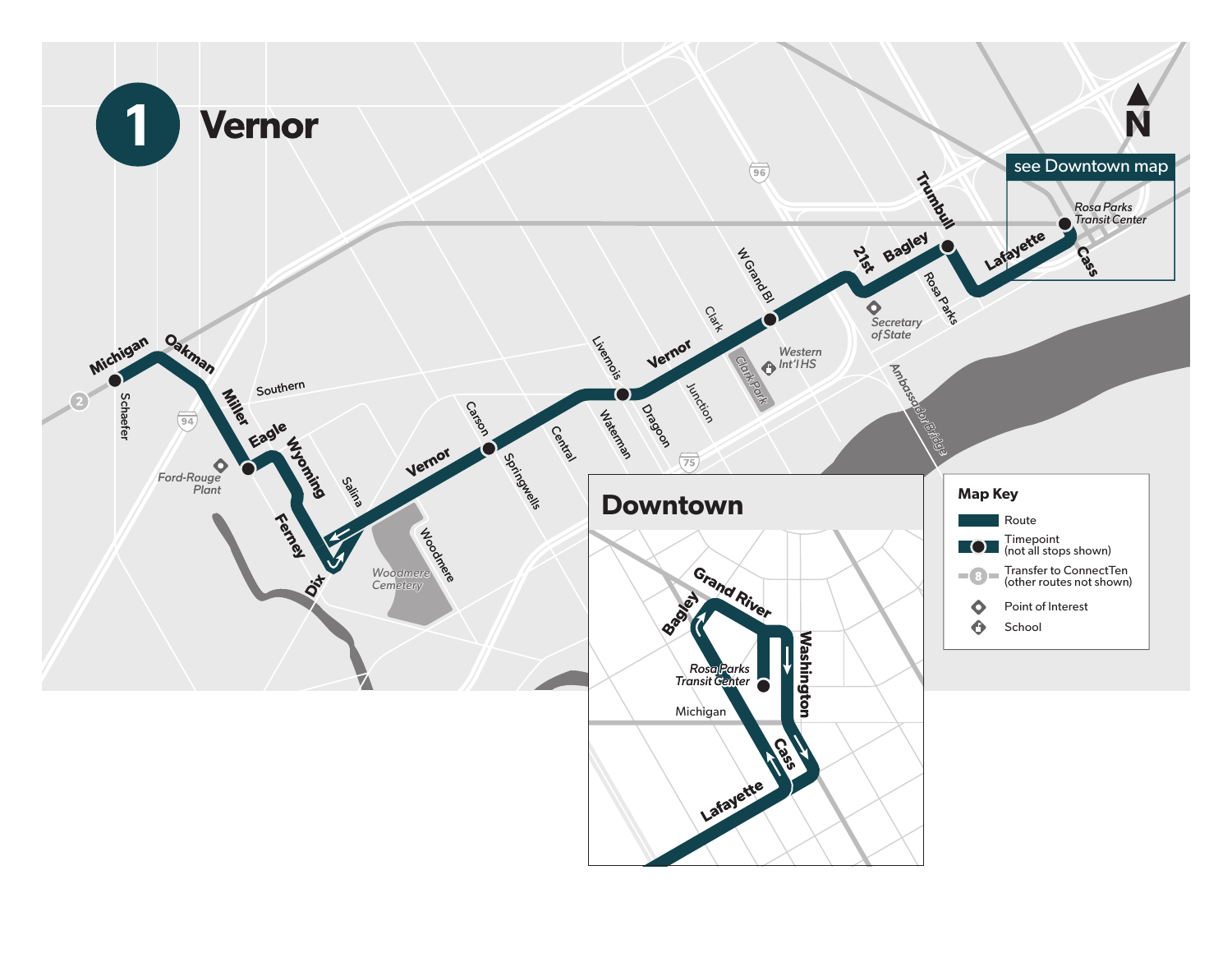# 1 Vernor

see Downtown map

## Downtown

**Map Key**

- Route
- Timepoint (not all stops shown)
- Transfer to ConnectTen (other routes not shown)
- Point of Interest
- School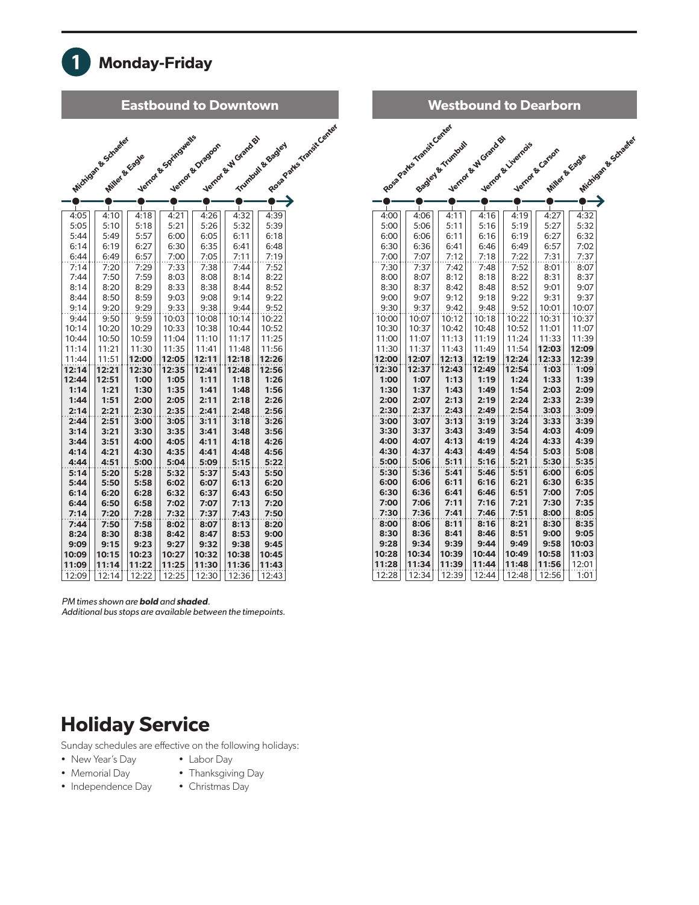## 1 Monday-Friday

### Eastbound to Downtown

| Michigan & Schaefer | Miller & Eagle | Vernor & Springwells | Vernor & Dragoon | Vernor & W Grand Bl | Trumbull & Bagley | Rosa Parks Transit Center |
|---|---|---|---|---|---|---|
| 4:05 | 4:10 | 4:18 | 4:21 | 4:26 | 4:32 | 4:39 |
| 5:05 | 5:10 | 5:18 | 5:21 | 5:26 | 5:32 | 5:39 |
| 5:44 | 5:49 | 5:57 | 6:00 | 6:05 | 6:11 | 6:18 |
| 6:14 | 6:19 | 6:27 | 6:30 | 6:35 | 6:41 | 6:48 |
| 6:44 | 6:49 | 6:57 | 7:00 | 7:05 | 7:11 | 7:19 |
| 7:14 | 7:20 | 7:29 | 7:33 | 7:38 | 7:44 | 7:52 |
| 7:44 | 7:50 | 7:59 | 8:03 | 8:08 | 8:14 | 8:22 |
| 8:14 | 8:20 | 8:29 | 8:33 | 8:38 | 8:44 | 8:52 |
| 8:44 | 8:50 | 8:59 | 9:03 | 9:08 | 9:14 | 9:22 |
| 9:14 | 9:20 | 9:29 | 9:33 | 9:38 | 9:44 | 9:52 |
| 9:44 | 9:50 | 9:59 | 10:03 | 10:08 | 10:14 | 10:22 |
| 10:14 | 10:20 | 10:29 | 10:33 | 10:38 | 10:44 | 10:52 |
| 10:44 | 10:50 | 10:59 | 11:04 | 11:10 | 11:17 | 11:25 |
| 11:14 | 11:21 | 11:30 | 11:35 | 11:41 | 11:48 | 11:56 |
| 11:44 | 11:51 | **12:00** | **12:05** | **12:11** | **12:18** | **12:26** |
| **12:14** | **12:21** | **12:30** | **12:35** | **12:41** | **12:48** | **12:56** |
| **12:44** | **12:51** | **1:00** | **1:05** | **1:11** | **1:18** | **1:26** |
| **1:14** | **1:21** | **1:30** | **1:35** | **1:41** | **1:48** | **1:56** |
| **1:44** | **1:51** | **2:00** | **2:05** | **2:11** | **2:18** | **2:26** |
| **2:14** | **2:21** | **2:30** | **2:35** | **2:41** | **2:48** | **2:56** |
| **2:44** | **2:51** | **3:00** | **3:05** | **3:11** | **3:18** | **3:26** |
| **3:14** | **3:21** | **3:30** | **3:35** | **3:41** | **3:48** | **3:56** |
| **3:44** | **3:51** | **4:00** | **4:05** | **4:11** | **4:18** | **4:26** |
| **4:14** | **4:21** | **4:30** | **4:35** | **4:41** | **4:48** | **4:56** |
| **4:44** | **4:51** | **5:00** | **5:04** | **5:09** | **5:15** | **5:22** |
| **5:14** | **5:20** | **5:28** | **5:32** | **5:37** | **5:43** | **5:50** |
| **5:44** | **5:50** | **5:58** | **6:02** | **6:07** | **6:13** | **6:20** |
| **6:14** | **6:20** | **6:28** | **6:32** | **6:37** | **6:43** | **6:50** |
| **6:44** | **6:50** | **6:58** | **7:02** | **7:07** | **7:13** | **7:20** |
| **7:14** | **7:20** | **7:28** | **7:32** | **7:37** | **7:43** | **7:50** |
| **7:44** | **7:50** | **7:58** | **8:02** | **8:07** | **8:13** | **8:20** |
| **8:24** | **8:30** | **8:38** | **8:42** | **8:47** | **8:53** | **9:00** |
| **9:09** | **9:15** | **9:23** | **9:27** | **9:32** | **9:38** | **9:45** |
| **10:09** | **10:15** | **10:23** | **10:27** | **10:32** | **10:38** | **10:45** |
| **11:09** | **11:14** | **11:22** | **11:25** | **11:30** | **11:36** | **11:43** |
| 12:09 | 12:14 | 12:22 | 12:25 | 12:30 | 12:36 | 12:43 |

### Westbound to Dearborn

| Rosa Parks Transit Center | Bagley & Trumbull | Vernor & W Grand Bl | Vernor & Livernois | Vernor & Carson | Miller & Eagle | Michigan & Schaefer |
|---|---|---|---|---|---|---|
| 4:00 | 4:06 | 4:11 | 4:16 | 4:19 | 4:27 | 4:32 |
| 5:00 | 5:06 | 5:11 | 5:16 | 5:19 | 5:27 | 5:32 |
| 6:00 | 6:06 | 6:11 | 6:16 | 6:19 | 6:27 | 6:32 |
| 6:30 | 6:36 | 6:41 | 6:46 | 6:49 | 6:57 | 7:02 |
| 7:00 | 7:07 | 7:12 | 7:18 | 7:22 | 7:31 | 7:37 |
| 7:30 | 7:37 | 7:42 | 7:48 | 7:52 | 8:01 | 8:07 |
| 8:00 | 8:07 | 8:12 | 8:18 | 8:22 | 8:31 | 8:37 |
| 8:30 | 8:37 | 8:42 | 8:48 | 8:52 | 9:01 | 9:07 |
| 9:00 | 9:07 | 9:12 | 9:18 | 9:22 | 9:31 | 9:37 |
| 9:30 | 9:37 | 9:42 | 9:48 | 9:52 | 10:01 | 10:07 |
| 10:00 | 10:07 | 10:12 | 10:18 | 10:22 | 10:31 | 10:37 |
| 10:30 | 10:37 | 10:42 | 10:48 | 10:52 | 11:01 | 11:07 |
| 11:00 | 11:07 | 11:13 | 11:19 | 11:24 | 11:33 | 11:39 |
| 11:30 | 11:37 | 11:43 | 11:49 | 11:54 | **12:03** | **12:09** |
| **12:00** | **12:07** | **12:13** | **12:19** | **12:24** | **12:33** | **12:39** |
| **12:30** | **12:37** | **12:43** | **12:49** | **12:54** | **1:03** | **1:09** |
| **1:00** | **1:07** | **1:13** | **1:19** | **1:24** | **1:33** | **1:39** |
| **1:30** | **1:37** | **1:43** | **1:49** | **1:54** | **2:03** | **2:09** |
| **2:00** | **2:07** | **2:13** | **2:19** | **2:24** | **2:33** | **2:39** |
| **2:30** | **2:37** | **2:43** | **2:49** | **2:54** | **3:03** | **3:09** |
| **3:00** | **3:07** | **3:13** | **3:19** | **3:24** | **3:33** | **3:39** |
| **3:30** | **3:37** | **3:43** | **3:49** | **3:54** | **4:03** | **4:09** |
| **4:00** | **4:07** | **4:13** | **4:19** | **4:24** | **4:33** | **4:39** |
| **4:30** | **4:37** | **4:43** | **4:49** | **4:54** | **5:03** | **5:08** |
| **5:00** | **5:06** | **5:11** | **5:16** | **5:21** | **5:30** | **5:35** |
| **5:30** | **5:36** | **5:41** | **5:46** | **5:51** | **6:00** | **6:05** |
| **6:00** | **6:06** | **6:11** | **6:16** | **6:21** | **6:30** | **6:35** |
| **6:30** | **6:36** | **6:41** | **6:46** | **6:51** | **7:00** | **7:05** |
| **7:00** | **7:06** | **7:11** | **7:16** | **7:21** | **7:30** | **7:35** |
| **7:30** | **7:36** | **7:41** | **7:46** | **7:51** | **8:00** | **8:05** |
| **8:00** | **8:06** | **8:11** | **8:16** | **8:21** | **8:30** | **8:35** |
| **8:30** | **8:36** | **8:41** | **8:46** | **8:51** | **9:00** | **9:05** |
| **9:28** | **9:34** | **9:39** | **9:44** | **9:49** | **9:58** | **10:03** |
| **10:28** | **10:34** | **10:39** | **10:44** | **10:49** | **10:58** | **11:03** |
| **11:28** | **11:34** | **11:39** | **11:44** | **11:48** | **11:56** | 12:01 |
| 12:28 | 12:34 | 12:39 | 12:44 | 12:48 | 12:56 | 1:01 |

*PM times shown are **bold** and **shaded**.*
*Additional bus stops are available between the timepoints.*

# Holiday Service

Sunday schedules are effective on the following holidays:

- New Year's Day
- Memorial Day
- Independence Day
- Labor Day
- Thanksgiving Day
- Christmas Day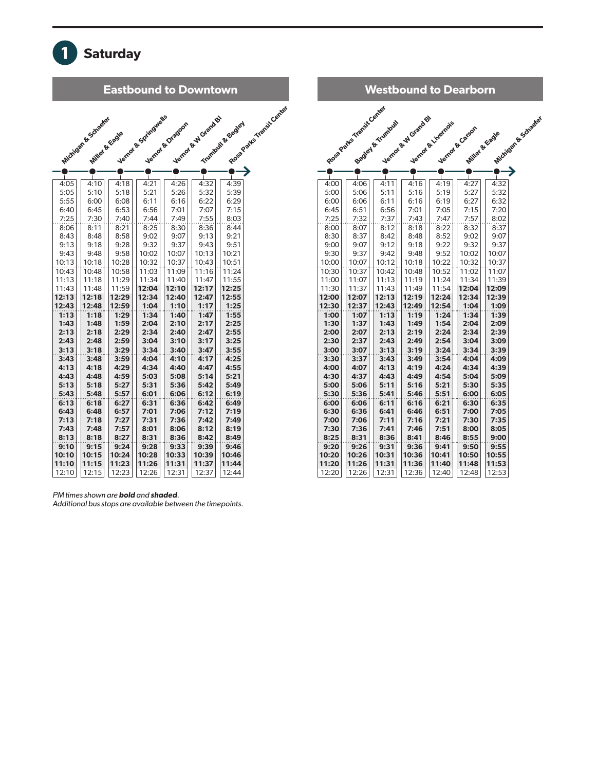# 1 Saturday

## Eastbound to Downtown

| Michigan & Schaefer | Miller & Eagle | Vernor & Springwells | Vernor & Dragoon | Vernor & W Grand Bl | Trumbull & Bagley | Rosa Parks Transit Center |
|---|---|---|---|---|---|---|
| 4:05 | 4:10 | 4:18 | 4:21 | 4:26 | 4:32 | 4:39 |
| 5:05 | 5:10 | 5:18 | 5:21 | 5:26 | 5:32 | 5:39 |
| 5:55 | 6:00 | 6:08 | 6:11 | 6:16 | 6:22 | 6:29 |
| 6:40 | 6:45 | 6:53 | 6:56 | 7:01 | 7:07 | 7:15 |
| 7:25 | 7:30 | 7:40 | 7:44 | 7:49 | 7:55 | 8:03 |
| 8:06 | 8:11 | 8:21 | 8:25 | 8:30 | 8:36 | 8:44 |
| 8:43 | 8:48 | 8:58 | 9:02 | 9:07 | 9:13 | 9:21 |
| 9:13 | 9:18 | 9:28 | 9:32 | 9:37 | 9:43 | 9:51 |
| 9:43 | 9:48 | 9:58 | 10:02 | 10:07 | 10:13 | 10:21 |
| 10:13 | 10:18 | 10:28 | 10:32 | 10:37 | 10:43 | 10:51 |
| 10:43 | 10:48 | 10:58 | 11:03 | 11:09 | 11:16 | 11:24 |
| 11:13 | 11:18 | 11:29 | 11:34 | 11:40 | 11:47 | 11:55 |
| 11:43 | 11:48 | 11:59 | **12:04** | **12:10** | **12:17** | **12:25** |
| **12:13** | **12:18** | **12:29** | **12:34** | **12:40** | **12:47** | **12:55** |
| **12:43** | **12:48** | **12:59** | **1:04** | **1:10** | **1:17** | **1:25** |
| **1:13** | **1:18** | **1:29** | **1:34** | **1:40** | **1:47** | **1:55** |
| **1:43** | **1:48** | **1:59** | **2:04** | **2:10** | **2:17** | **2:25** |
| **2:13** | **2:18** | **2:29** | **2:34** | **2:40** | **2:47** | **2:55** |
| **2:43** | **2:48** | **2:59** | **3:04** | **3:10** | **3:17** | **3:25** |
| **3:13** | **3:18** | **3:29** | **3:34** | **3:40** | **3:47** | **3:55** |
| **3:43** | **3:48** | **3:59** | **4:04** | **4:10** | **4:17** | **4:25** |
| **4:13** | **4:18** | **4:29** | **4:34** | **4:40** | **4:47** | **4:55** |
| **4:43** | **4:48** | **4:59** | **5:03** | **5:08** | **5:14** | **5:21** |
| **5:13** | **5:18** | **5:27** | **5:31** | **5:36** | **5:42** | **5:49** |
| **5:43** | **5:48** | **5:57** | **6:01** | **6:06** | **6:12** | **6:19** |
| **6:13** | **6:18** | **6:27** | **6:31** | **6:36** | **6:42** | **6:49** |
| **6:43** | **6:48** | **6:57** | **7:01** | **7:06** | **7:12** | **7:19** |
| **7:13** | **7:18** | **7:27** | **7:31** | **7:36** | **7:42** | **7:49** |
| **7:43** | **7:48** | **7:57** | **8:01** | **8:06** | **8:12** | **8:19** |
| **8:13** | **8:18** | **8:27** | **8:31** | **8:36** | **8:42** | **8:49** |
| **9:10** | **9:15** | **9:24** | **9:28** | **9:33** | **9:39** | **9:46** |
| **10:10** | **10:15** | **10:24** | **10:28** | **10:33** | **10:39** | **10:46** |
| **11:10** | **11:15** | **11:23** | **11:26** | **11:31** | **11:37** | **11:44** |
| 12:10 | 12:15 | 12:23 | 12:26 | 12:31 | 12:37 | 12:44 |

## Westbound to Dearborn

| Rosa Parks Transit Center | Bagley & Trumbull | Vernor & W Grand Bl | Vernor & Livernois | Vernor & Carson | Miller & Eagle | Michigan & Schaefer |
|---|---|---|---|---|---|---|
| 4:00 | 4:06 | 4:11 | 4:16 | 4:19 | 4:27 | 4:32 |
| 5:00 | 5:06 | 5:11 | 5:16 | 5:19 | 5:27 | 5:32 |
| 6:00 | 6:06 | 6:11 | 6:16 | 6:19 | 6:27 | 6:32 |
| 6:45 | 6:51 | 6:56 | 7:01 | 7:05 | 7:15 | 7:20 |
| 7:25 | 7:32 | 7:37 | 7:43 | 7:47 | 7:57 | 8:02 |
| 8:00 | 8:07 | 8:12 | 8:18 | 8:22 | 8:32 | 8:37 |
| 8:30 | 8:37 | 8:42 | 8:48 | 8:52 | 9:02 | 9:07 |
| 9:00 | 9:07 | 9:12 | 9:18 | 9:22 | 9:32 | 9:37 |
| 9:30 | 9:37 | 9:42 | 9:48 | 9:52 | 10:02 | 10:07 |
| 10:00 | 10:07 | 10:12 | 10:18 | 10:22 | 10:32 | 10:37 |
| 10:30 | 10:37 | 10:42 | 10:48 | 10:52 | 11:02 | 11:07 |
| 11:00 | 11:07 | 11:13 | 11:19 | 11:24 | 11:34 | 11:39 |
| 11:30 | 11:37 | 11:43 | 11:49 | 11:54 | **12:04** | **12:09** |
| **12:00** | **12:07** | **12:13** | **12:19** | **12:24** | **12:34** | **12:39** |
| **12:30** | **12:37** | **12:43** | **12:49** | **12:54** | **1:04** | **1:09** |
| **1:00** | **1:07** | **1:13** | **1:19** | **1:24** | **1:34** | **1:39** |
| **1:30** | **1:37** | **1:43** | **1:49** | **1:54** | **2:04** | **2:09** |
| **2:00** | **2:07** | **2:13** | **2:19** | **2:24** | **2:34** | **2:39** |
| **2:30** | **2:37** | **2:43** | **2:49** | **2:54** | **3:04** | **3:09** |
| **3:00** | **3:07** | **3:13** | **3:19** | **3:24** | **3:34** | **3:39** |
| **3:30** | **3:37** | **3:43** | **3:49** | **3:54** | **4:04** | **4:09** |
| **4:00** | **4:07** | **4:13** | **4:19** | **4:24** | **4:34** | **4:39** |
| **4:30** | **4:37** | **4:43** | **4:49** | **4:54** | **5:04** | **5:09** |
| **5:00** | **5:06** | **5:11** | **5:16** | **5:21** | **5:30** | **5:35** |
| **5:30** | **5:36** | **5:41** | **5:46** | **5:51** | **6:00** | **6:05** |
| **6:00** | **6:06** | **6:11** | **6:16** | **6:21** | **6:30** | **6:35** |
| **6:30** | **6:36** | **6:41** | **6:46** | **6:51** | **7:00** | **7:05** |
| **7:00** | **7:06** | **7:11** | **7:16** | **7:21** | **7:30** | **7:35** |
| **7:30** | **7:36** | **7:41** | **7:46** | **7:51** | **8:00** | **8:05** |
| **8:25** | **8:31** | **8:36** | **8:41** | **8:46** | **8:55** | **9:00** |
| **9:20** | **9:26** | **9:31** | **9:36** | **9:41** | **9:50** | **9:55** |
| **10:20** | **10:26** | **10:31** | **10:36** | **10:41** | **10:50** | **10:55** |
| **11:20** | **11:26** | **11:31** | **11:36** | **11:40** | **11:48** | **11:53** |
| 12:20 | 12:26 | 12:31 | 12:36 | 12:40 | 12:48 | 12:53 |

*PM times shown are **bold** and **shaded**.*
*Additional bus stops are available between the timepoints.*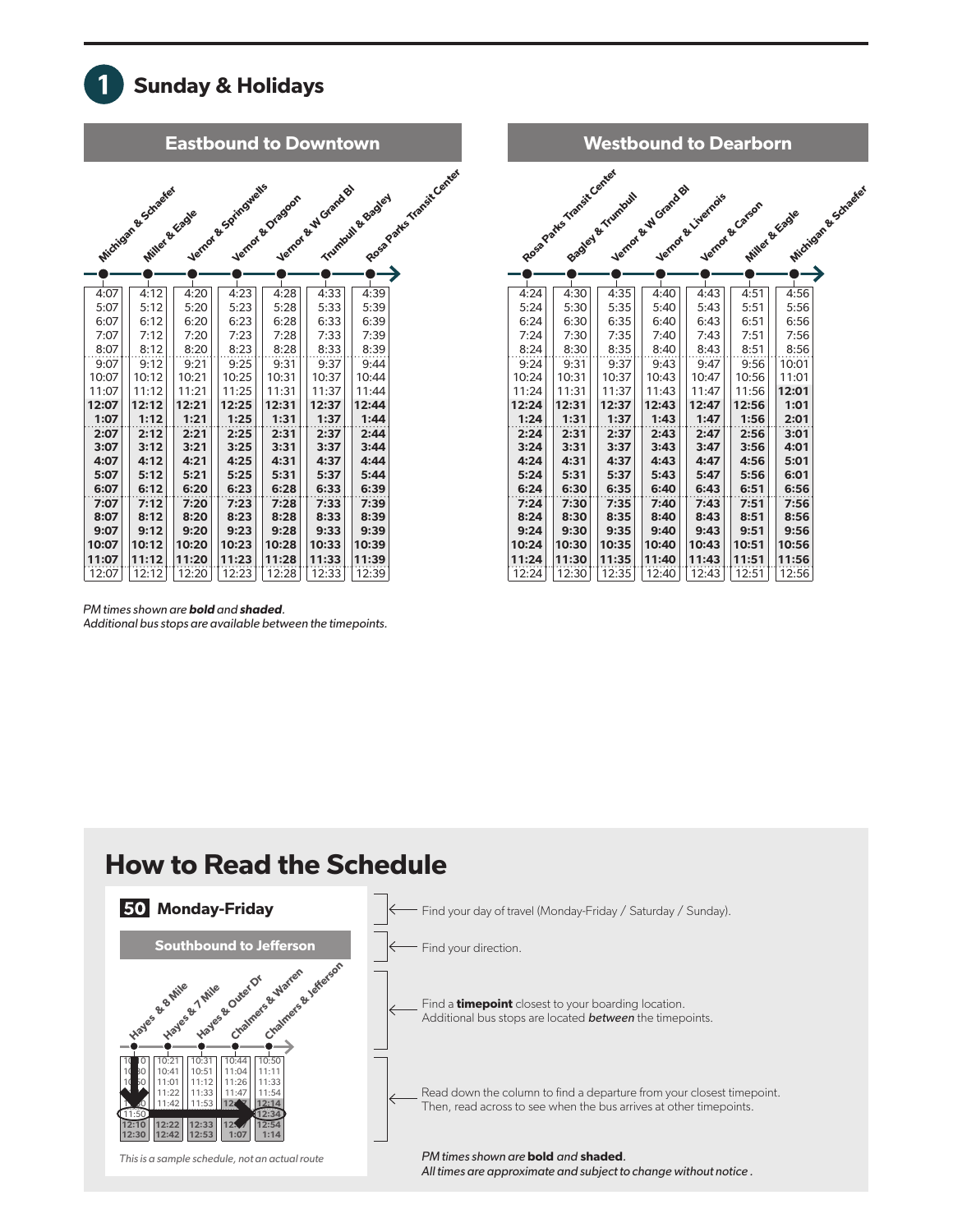## 1 Sunday & Holidays

### Eastbound to Downtown

| Michigan & Schaefer | Miller & Eagle | Vernor & Springwells | Vernor & Dragoon | Vernor & W Grand Bl | Trumbull & Bagley | Rosa Parks Transit Center |
|---|---|---|---|---|---|---|
| 4:07 | 4:12 | 4:20 | 4:23 | 4:28 | 4:33 | 4:39 |
| 5:07 | 5:12 | 5:20 | 5:23 | 5:28 | 5:33 | 5:39 |
| 6:07 | 6:12 | 6:20 | 6:23 | 6:28 | 6:33 | 6:39 |
| 7:07 | 7:12 | 7:20 | 7:23 | 7:28 | 7:33 | 7:39 |
| 8:07 | 8:12 | 8:20 | 8:23 | 8:28 | 8:33 | 8:39 |
| 9:07 | 9:12 | 9:21 | 9:25 | 9:31 | 9:37 | 9:44 |
| 10:07 | 10:12 | 10:21 | 10:25 | 10:31 | 10:37 | 10:44 |
| 11:07 | 11:12 | 11:21 | 11:25 | 11:31 | 11:37 | 11:44 |
| **12:07** | **12:12** | **12:21** | **12:25** | **12:31** | **12:37** | **12:44** |
| **1:07** | **1:12** | **1:21** | **1:25** | **1:31** | **1:37** | **1:44** |
| **2:07** | **2:12** | **2:21** | **2:25** | **2:31** | **2:37** | **2:44** |
| **3:07** | **3:12** | **3:21** | **3:25** | **3:31** | **3:37** | **3:44** |
| **4:07** | **4:12** | **4:21** | **4:25** | **4:31** | **4:37** | **4:44** |
| **5:07** | **5:12** | **5:21** | **5:25** | **5:31** | **5:37** | **5:44** |
| **6:07** | **6:12** | **6:20** | **6:23** | **6:28** | **6:33** | **6:39** |
| **7:07** | **7:12** | **7:20** | **7:23** | **7:28** | **7:33** | **7:39** |
| **8:07** | **8:12** | **8:20** | **8:23** | **8:28** | **8:33** | **8:39** |
| **9:07** | **9:12** | **9:20** | **9:23** | **9:28** | **9:33** | **9:39** |
| **10:07** | **10:12** | **10:20** | **10:23** | **10:28** | **10:33** | **10:39** |
| **11:07** | **11:12** | **11:20** | **11:23** | **11:28** | **11:33** | **11:39** |
| 12:07 | 12:12 | 12:20 | 12:23 | 12:28 | 12:33 | 12:39 |

### Westbound to Dearborn

| Rosa Parks Transit Center | Bagley & Trumbull | Vernor & W Grand Bl | Vernor & Livernois | Vernor & Carson | Miller & Eagle | Michigan & Schaefer |
|---|---|---|---|---|---|---|
| 4:24 | 4:30 | 4:35 | 4:40 | 4:43 | 4:51 | 4:56 |
| 5:24 | 5:30 | 5:35 | 5:40 | 5:43 | 5:51 | 5:56 |
| 6:24 | 6:30 | 6:35 | 6:40 | 6:43 | 6:51 | 6:56 |
| 7:24 | 7:30 | 7:35 | 7:40 | 7:43 | 7:51 | 7:56 |
| 8:24 | 8:30 | 8:35 | 8:40 | 8:43 | 8:51 | 8:56 |
| 9:24 | 9:31 | 9:37 | 9:43 | 9:47 | 9:56 | 10:01 |
| 10:24 | 10:31 | 10:37 | 10:43 | 10:47 | 10:56 | 11:01 |
| 11:24 | 11:31 | 11:37 | 11:43 | 11:47 | 11:56 | **12:01** |
| **12:24** | **12:31** | **12:37** | **12:43** | **12:47** | **12:56** | **1:01** |
| **1:24** | **1:31** | **1:37** | **1:43** | **1:47** | **1:56** | **2:01** |
| **2:24** | **2:31** | **2:37** | **2:43** | **2:47** | **2:56** | **3:01** |
| **3:24** | **3:31** | **3:37** | **3:43** | **3:47** | **3:56** | **4:01** |
| **4:24** | **4:31** | **4:37** | **4:43** | **4:47** | **4:56** | **5:01** |
| **5:24** | **5:31** | **5:37** | **5:43** | **5:47** | **5:56** | **6:01** |
| **6:24** | **6:30** | **6:35** | **6:40** | **6:43** | **6:51** | **6:56** |
| **7:24** | **7:30** | **7:35** | **7:40** | **7:43** | **7:51** | **7:56** |
| **8:24** | **8:30** | **8:35** | **8:40** | **8:43** | **8:51** | **8:56** |
| **9:24** | **9:30** | **9:35** | **9:40** | **9:43** | **9:51** | **9:56** |
| **10:24** | **10:30** | **10:35** | **10:40** | **10:43** | **10:51** | **10:56** |
| **11:24** | **11:30** | **11:35** | **11:40** | **11:43** | **11:51** | **11:56** |
| 12:24 | 12:30 | 12:35 | 12:40 | 12:43 | 12:51 | 12:56 |

*PM times shown are* ***bold*** *and* ***shaded****.*
*Additional bus stops are available between the timepoints.*

## How to Read the Schedule

**50 Monday-Friday**

**Southbound to Jefferson**

Hayes & 8 Mile, Hayes & 7 Mile, Hayes & Outer Dr, Chalmers & Warren, Chalmers & Jefferson

*This is a sample schedule, not an actual route*

Find your day of travel (Monday-Friday / Saturday / Sunday).

Find your direction.

Find a **timepoint** closest to your boarding location.
Additional bus stops are located *between* the timepoints.

Read down the column to find a departure from your closest timepoint.
Then, read across to see when the bus arrives at other timepoints.

*PM times shown are* ***bold*** *and* ***shaded****.*
*All times are approximate and subject to change without notice .*